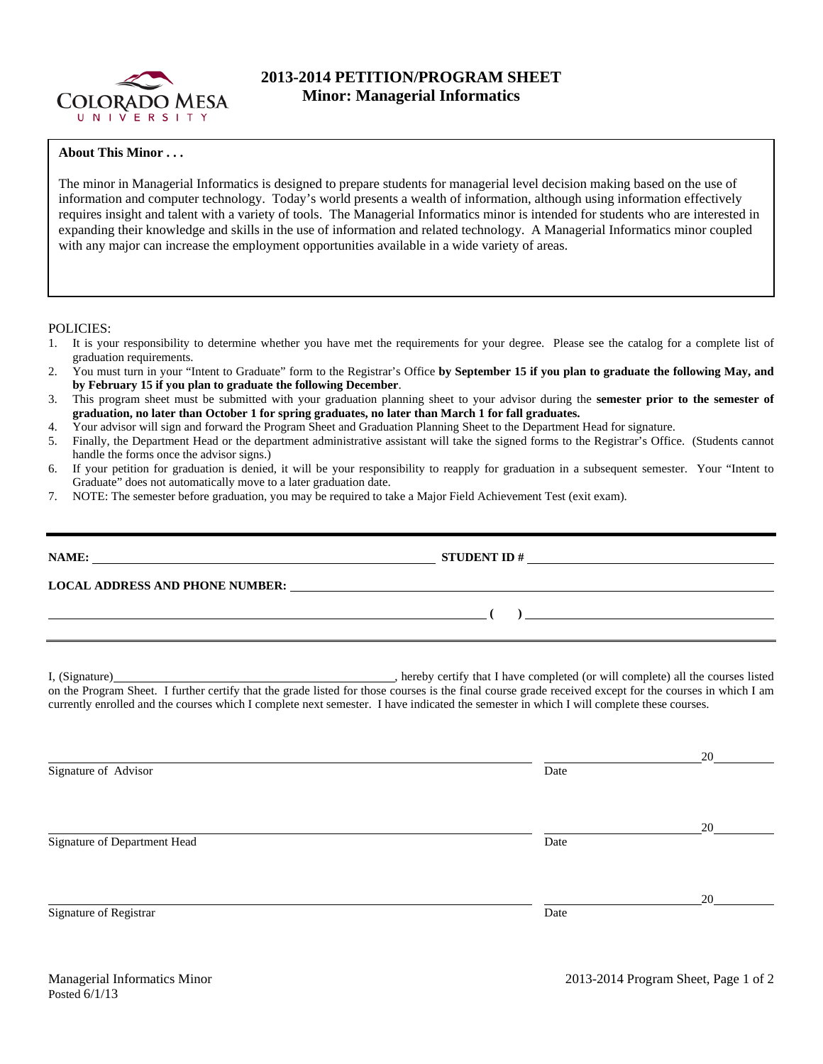# 2013-2014 PETITION/PROGRAM SHEET
## Minor: Managerial Informatics

**About This Minor . . .**

The minor in Managerial Informatics is designed to prepare students for managerial level decision making based on the use of information and computer technology. Today's world presents a wealth of information, although using information effectively requires insight and talent with a variety of tools. The Managerial Informatics minor is intended for students who are interested in expanding their knowledge and skills in the use of information and related technology. A Managerial Informatics minor coupled with any major can increase the employment opportunities available in a wide variety of areas.

POLICIES:

1. It is your responsibility to determine whether you have met the requirements for your degree. Please see the catalog for a complete list of graduation requirements.
2. You must turn in your "Intent to Graduate" form to the Registrar's Office **by September 15 if you plan to graduate the following May, and by February 15 if you plan to graduate the following December**.
3. This program sheet must be submitted with your graduation planning sheet to your advisor during the **semester prior to the semester of graduation, no later than October 1 for spring graduates, no later than March 1 for fall graduates.**
4. Your advisor will sign and forward the Program Sheet and Graduation Planning Sheet to the Department Head for signature.
5. Finally, the Department Head or the department administrative assistant will take the signed forms to the Registrar's Office. (Students cannot handle the forms once the advisor signs.)
6. If your petition for graduation is denied, it will be your responsibility to reapply for graduation in a subsequent semester. Your "Intent to Graduate" does not automatically move to a later graduation date.
7. NOTE: The semester before graduation, you may be required to take a Major Field Achievement Test (exit exam).

---

**NAME:** ______________________________ **STUDENT ID #** ______________________________

**LOCAL ADDRESS AND PHONE NUMBER:** ______________________________

______________________________ **(   )** ______________________________

---

I, (Signature)______________________________, hereby certify that I have completed (or will complete) all the courses listed on the Program Sheet. I further certify that the grade listed for those courses is the final course grade received except for the courses in which I am currently enrolled and the courses which I complete next semester. I have indicated the semester in which I will complete these courses.

______________________________ ______________ 20______
Signature of Advisor Date

______________________________ ______________ 20______
Signature of Department Head Date

______________________________ ______________ 20______
Signature of Registrar Date

Managerial Informatics Minor
Posted 6/1/13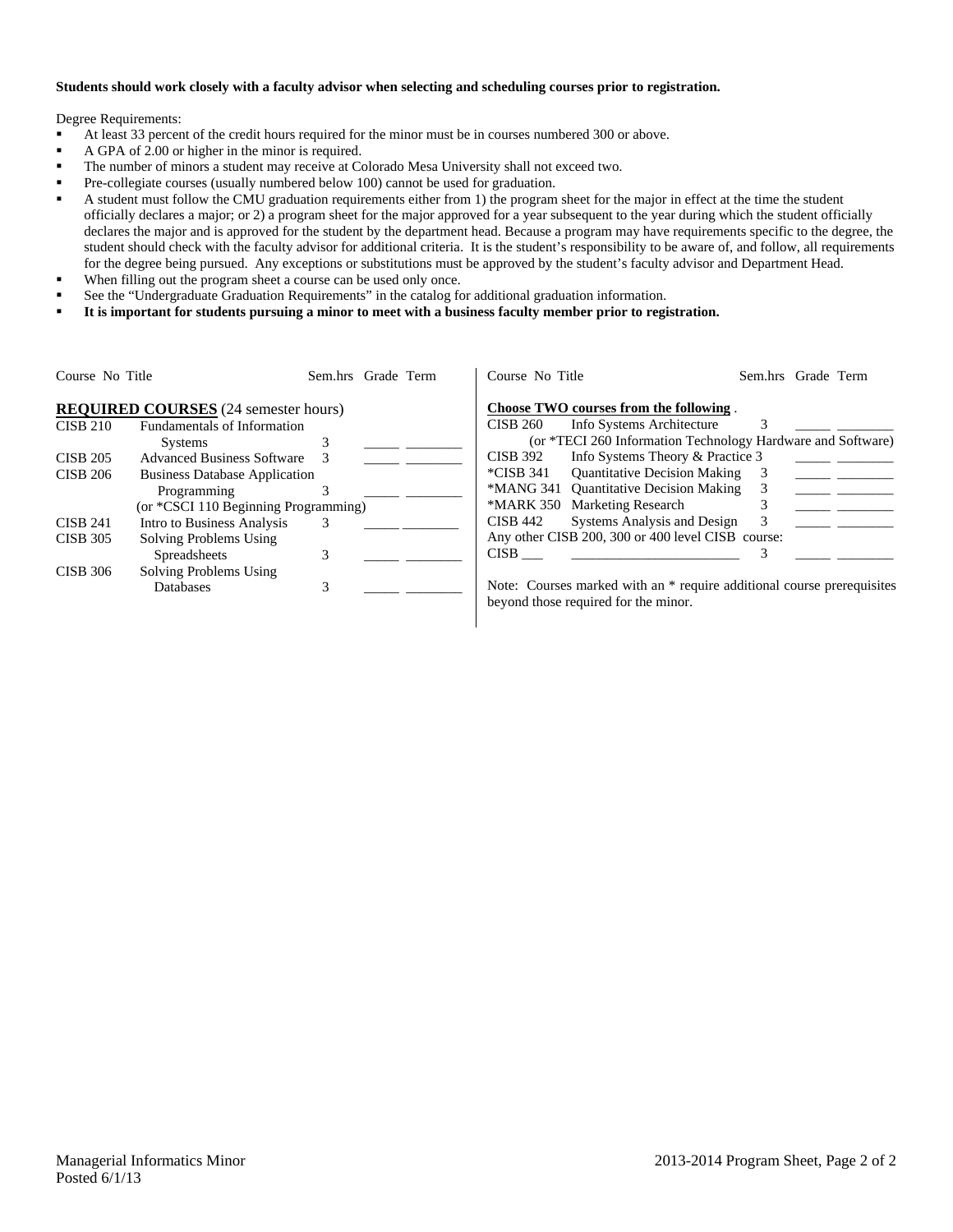**Students should work closely with a faculty advisor when selecting and scheduling courses prior to registration.**

Degree Requirements:

- At least 33 percent of the credit hours required for the minor must be in courses numbered 300 or above.
- A GPA of 2.00 or higher in the minor is required.
- The number of minors a student may receive at Colorado Mesa University shall not exceed two.
- Pre-collegiate courses (usually numbered below 100) cannot be used for graduation.
- A student must follow the CMU graduation requirements either from 1) the program sheet for the major in effect at the time the student officially declares a major; or 2) a program sheet for the major approved for a year subsequent to the year during which the student officially declares the major and is approved for the student by the department head. Because a program may have requirements specific to the degree, the student should check with the faculty advisor for additional criteria. It is the student's responsibility to be aware of, and follow, all requirements for the degree being pursued. Any exceptions or substitutions must be approved by the student's faculty advisor and Department Head.
- When filling out the program sheet a course can be used only once.
- See the "Undergraduate Graduation Requirements" in the catalog for additional graduation information.
- **It is important for students pursuing a minor to meet with a business faculty member prior to registration.**

**REQUIRED COURSES** (24 semester hours)

| Course No | Title | Sem.hrs | Grade | Term |
|---|---|---|---|---|
| CISB 210 | Fundamentals of Information Systems | 3 | _____ | ________ |
| CISB 205 | Advanced Business Software | 3 | _____ | ________ |
| CISB 206 | Business Database Application Programming | 3 | _____ | ________ |
| | (or *CSCI 110 Beginning Programming) | | | |
| CISB 241 | Intro to Business Analysis | 3 | _____ | ________ |
| CISB 305 | Solving Problems Using Spreadsheets | 3 | _____ | ________ |
| CISB 306 | Solving Problems Using Databases | 3 | _____ | ________ |

**Choose TWO courses from the following** .

| Course No | Title | Sem.hrs | Grade | Term |
|---|---|---|---|---|
| CISB 260 | Info Systems Architecture | 3 | _____ | ________ |
| | (or *TECI 260 Information Technology Hardware and Software) | | | |
| CISB 392 | Info Systems Theory & Practice | 3 | _____ | ________ |
| *CISB 341 | Quantitative Decision Making | 3 | _____ | ________ |
| *MANG 341 | Quantitative Decision Making | 3 | _____ | ________ |
| *MARK 350 | Marketing Research | 3 | _____ | ________ |
| CISB 442 | Systems Analysis and Design | 3 | _____ | ________ |
| | Any other CISB 200, 300 or 400 level CISB course: | | | |
| CISB ___ | ________________________ | 3 | _____ | ________ |

Note: Courses marked with an * require additional course prerequisites beyond those required for the minor.

Managerial Informatics Minor
Posted 6/1/13